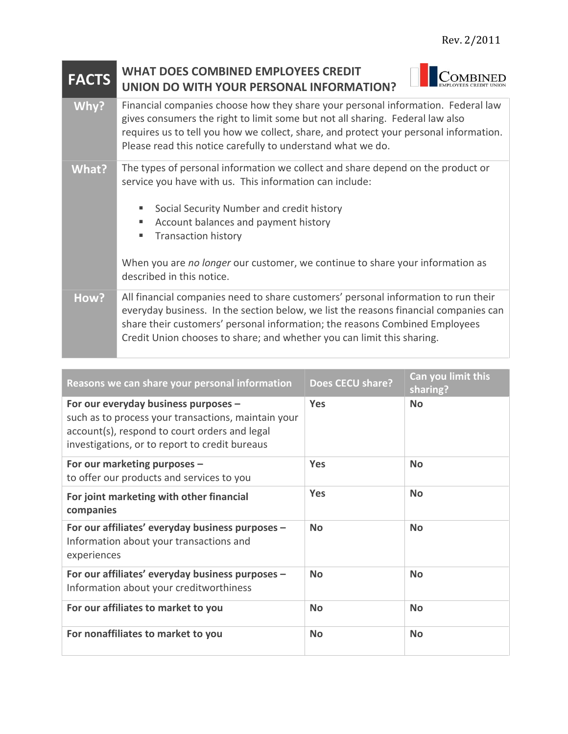Rev. 2/2011

| FACTS | WHAT DOES COMBINED EMPLOYEES CREDIT UNION DO WITH YOUR PERSONAL INFORMATION? |
|---|---|
| **Why?** | Financial companies choose how they share your personal information. Federal law gives consumers the right to limit some but not all sharing. Federal law also requires us to tell you how we collect, share, and protect your personal information. Please read this notice carefully to understand what we do. |
| **What?** | The types of personal information we collect and share depend on the product or service you have with us. This information can include:<br><br>- Social Security Number and credit history<br>- Account balances and payment history<br>- Transaction history<br><br>When you are *no longer* our customer, we continue to share your information as described in this notice. |
| **How?** | All financial companies need to share customers' personal information to run their everyday business. In the section below, we list the reasons financial companies can share their customers' personal information; the reasons Combined Employees Credit Union chooses to share; and whether you can limit this sharing. |

| Reasons we can share your personal information | Does CECU share? | Can you limit this sharing? |
|---|---|---|
| **For our everyday business purposes –** such as to process your transactions, maintain your account(s), respond to court orders and legal investigations, or to report to credit bureaus | **Yes** | **No** |
| **For our marketing purposes –** to offer our products and services to you | **Yes** | **No** |
| **For joint marketing with other financial companies** | **Yes** | **No** |
| **For our affiliates' everyday business purposes –** Information about your transactions and experiences | **No** | **No** |
| **For our affiliates' everyday business purposes –** Information about your creditworthiness | **No** | **No** |
| **For our affiliates to market to you** | **No** | **No** |
| **For nonaffiliates to market to you** | **No** | **No** |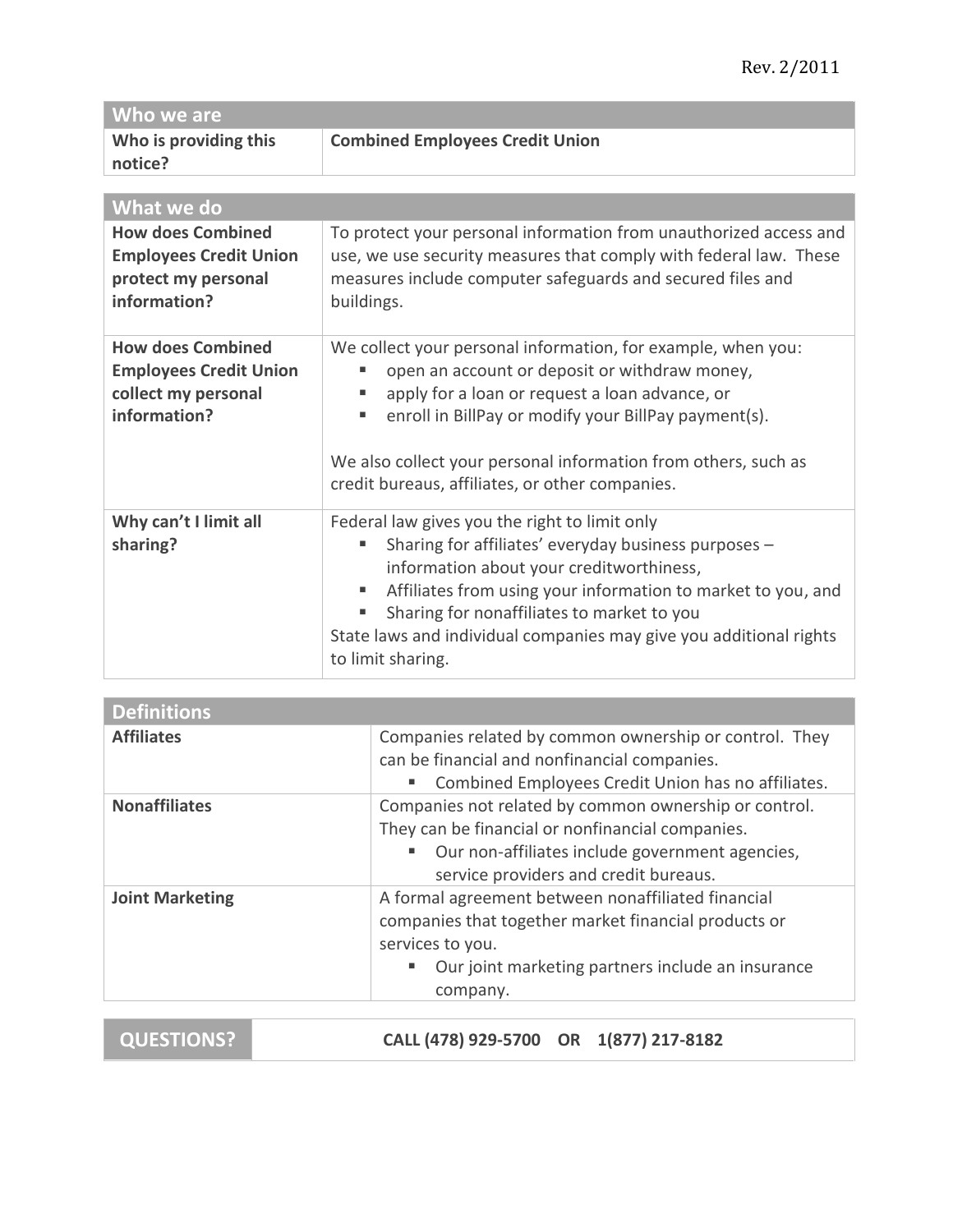Rev. 2/2011

| Who we are | |
|---|---|
| **Who is providing this notice?** | **Combined Employees Credit Union** |

| What we do | |
|---|---|
| **How does Combined Employees Credit Union protect my personal information?** | To protect your personal information from unauthorized access and use, we use security measures that comply with federal law. These measures include computer safeguards and secured files and buildings. |
| **How does Combined Employees Credit Union collect my personal information?** | We collect your personal information, for example, when you:<br>▪ open an account or deposit or withdraw money,<br>▪ apply for a loan or request a loan advance, or<br>▪ enroll in BillPay or modify your BillPay payment(s).<br><br>We also collect your personal information from others, such as credit bureaus, affiliates, or other companies. |
| **Why can't I limit all sharing?** | Federal law gives you the right to limit only<br>▪ Sharing for affiliates' everyday business purposes – information about your creditworthiness,<br>▪ Affiliates from using your information to market to you, and<br>▪ Sharing for nonaffiliates to market to you<br>State laws and individual companies may give you additional rights to limit sharing. |

| Definitions | |
|---|---|
| **Affiliates** | Companies related by common ownership or control. They can be financial and nonfinancial companies.<br>▪ Combined Employees Credit Union has no affiliates. |
| **Nonaffiliates** | Companies not related by common ownership or control. They can be financial or nonfinancial companies.<br>▪ Our non-affiliates include government agencies, service providers and credit bureaus. |
| **Joint Marketing** | A formal agreement between nonaffiliated financial companies that together market financial products or services to you.<br>▪ Our joint marketing partners include an insurance company. |

| **QUESTIONS?** | **CALL (478) 929-5700 OR 1(877) 217-8182** |
|---|---|